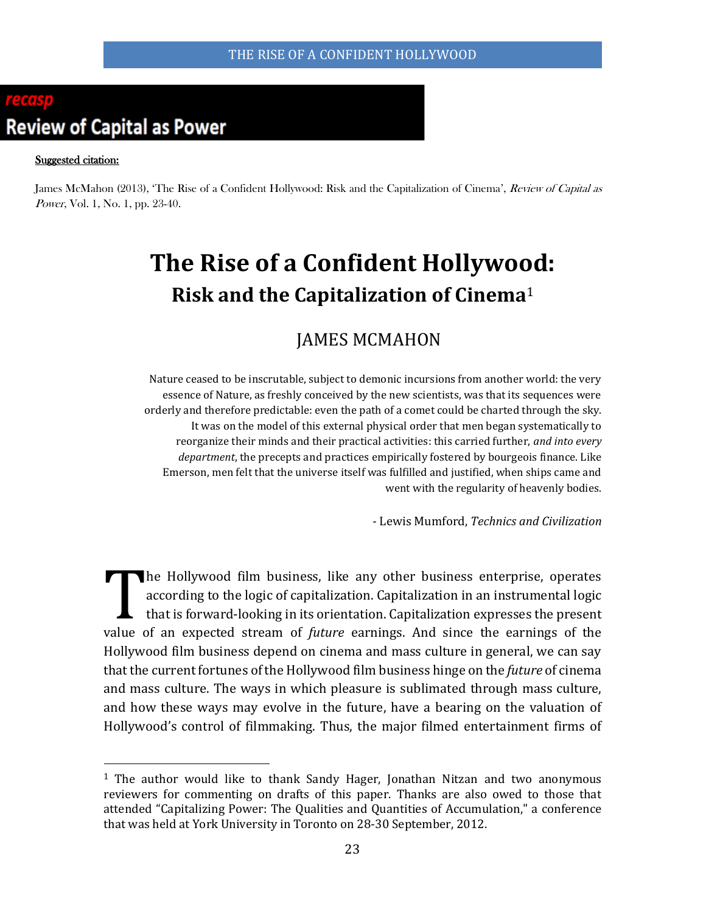**recasp**
**Review of Capital as Power**

Suggested citation:

James McMahon (2013), 'The Rise of a Confident Hollywood: Risk and the Capitalization of Cinema', *Review of Capital as Power*, Vol. 1, No. 1, pp. 23-40.

# The Rise of a Confident Hollywood:

## Risk and the Capitalization of Cinema[1]

### JAMES MCMAHON

> Nature ceased to be inscrutable, subject to demonic incursions from another world: the very essence of Nature, as freshly conceived by the new scientists, was that its sequences were orderly and therefore predictable: even the path of a comet could be charted through the sky. It was on the model of this external physical order that men began systematically to reorganize their minds and their practical activities: this carried further, *and into every department*, the precepts and practices empirically fostered by bourgeois finance. Like Emerson, men felt that the universe itself was fulfilled and justified, when ships came and went with the regularity of heavenly bodies.
>
> - Lewis Mumford, *Technics and Civilization*

The Hollywood film business, like any other business enterprise, operates according to the logic of capitalization. Capitalization in an instrumental logic that is forward-looking in its orientation. Capitalization expresses the present value of an expected stream of *future* earnings. And since the earnings of the Hollywood film business depend on cinema and mass culture in general, we can say that the current fortunes of the Hollywood film business hinge on the *future* of cinema and mass culture. The ways in which pleasure is sublimated through mass culture, and how these ways may evolve in the future, have a bearing on the valuation of Hollywood's control of filmmaking. Thus, the major filmed entertainment firms of

[1] The author would like to thank Sandy Hager, Jonathan Nitzan and two anonymous reviewers for commenting on drafts of this paper. Thanks are also owed to those that attended "Capitalizing Power: The Qualities and Quantities of Accumulation," a conference that was held at York University in Toronto on 28-30 September, 2012.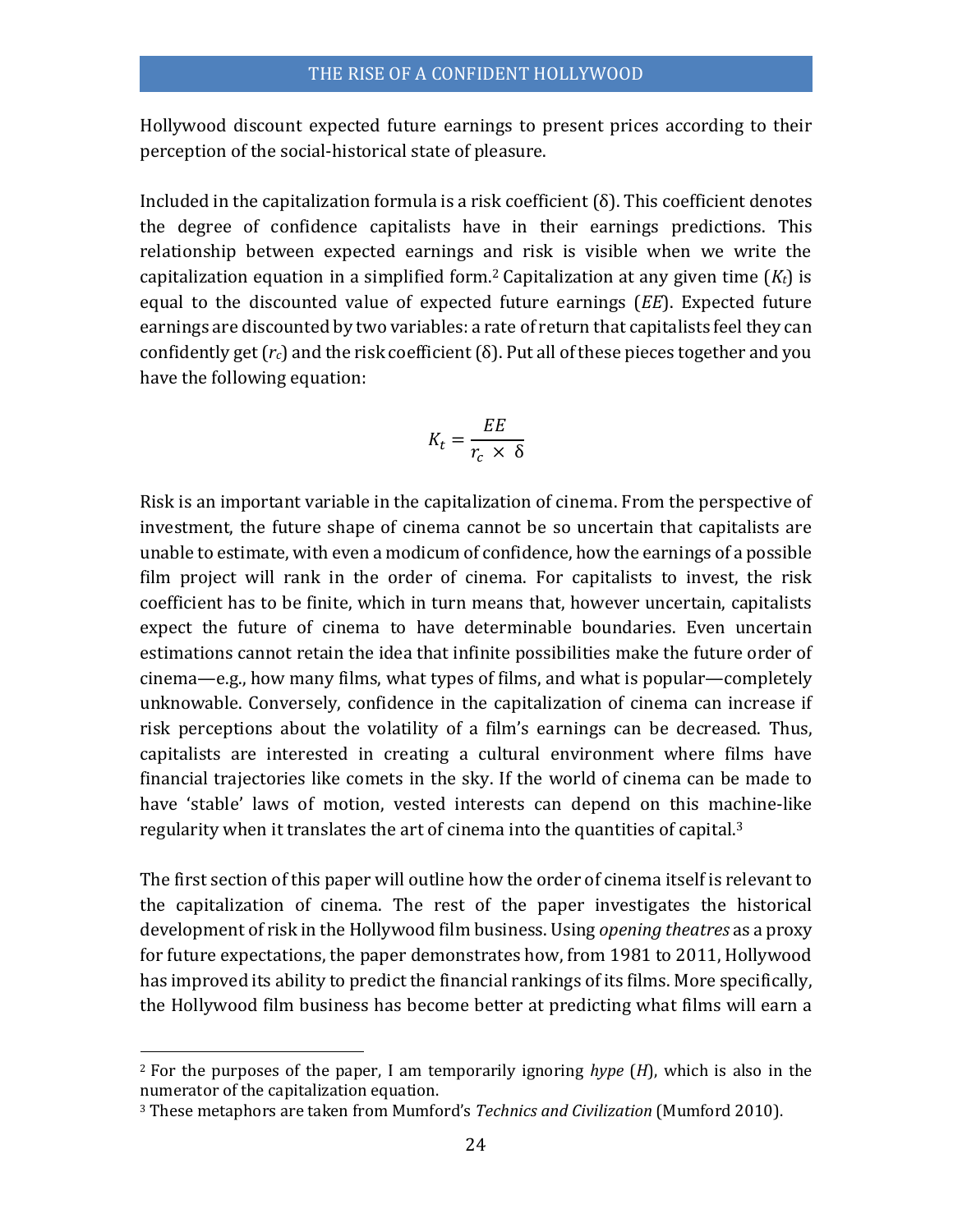Hollywood discount expected future earnings to present prices according to their perception of the social-historical state of pleasure.

Included in the capitalization formula is a risk coefficient (δ). This coefficient denotes the degree of confidence capitalists have in their earnings predictions. This relationship between expected earnings and risk is visible when we write the capitalization equation in a simplified form.[2] Capitalization at any given time ($K_t$) is equal to the discounted value of expected future earnings (*EE*). Expected future earnings are discounted by two variables: a rate of return that capitalists feel they can confidently get ($r_c$) and the risk coefficient (δ). Put all of these pieces together and you have the following equation:

$$K_t = \frac{EE}{r_c \times \delta}$$

Risk is an important variable in the capitalization of cinema. From the perspective of investment, the future shape of cinema cannot be so uncertain that capitalists are unable to estimate, with even a modicum of confidence, how the earnings of a possible film project will rank in the order of cinema. For capitalists to invest, the risk coefficient has to be finite, which in turn means that, however uncertain, capitalists expect the future of cinema to have determinable boundaries. Even uncertain estimations cannot retain the idea that infinite possibilities make the future order of cinema—e.g., how many films, what types of films, and what is popular—completely unknowable. Conversely, confidence in the capitalization of cinema can increase if risk perceptions about the volatility of a film's earnings can be decreased. Thus, capitalists are interested in creating a cultural environment where films have financial trajectories like comets in the sky. If the world of cinema can be made to have 'stable' laws of motion, vested interests can depend on this machine-like regularity when it translates the art of cinema into the quantities of capital.[3]

The first section of this paper will outline how the order of cinema itself is relevant to the capitalization of cinema. The rest of the paper investigates the historical development of risk in the Hollywood film business. Using *opening theatres* as a proxy for future expectations, the paper demonstrates how, from 1981 to 2011, Hollywood has improved its ability to predict the financial rankings of its films. More specifically, the Hollywood film business has become better at predicting what films will earn a

[2] For the purposes of the paper, I am temporarily ignoring *hype* (*H*), which is also in the numerator of the capitalization equation.

[3] These metaphors are taken from Mumford's *Technics and Civilization* (Mumford 2010).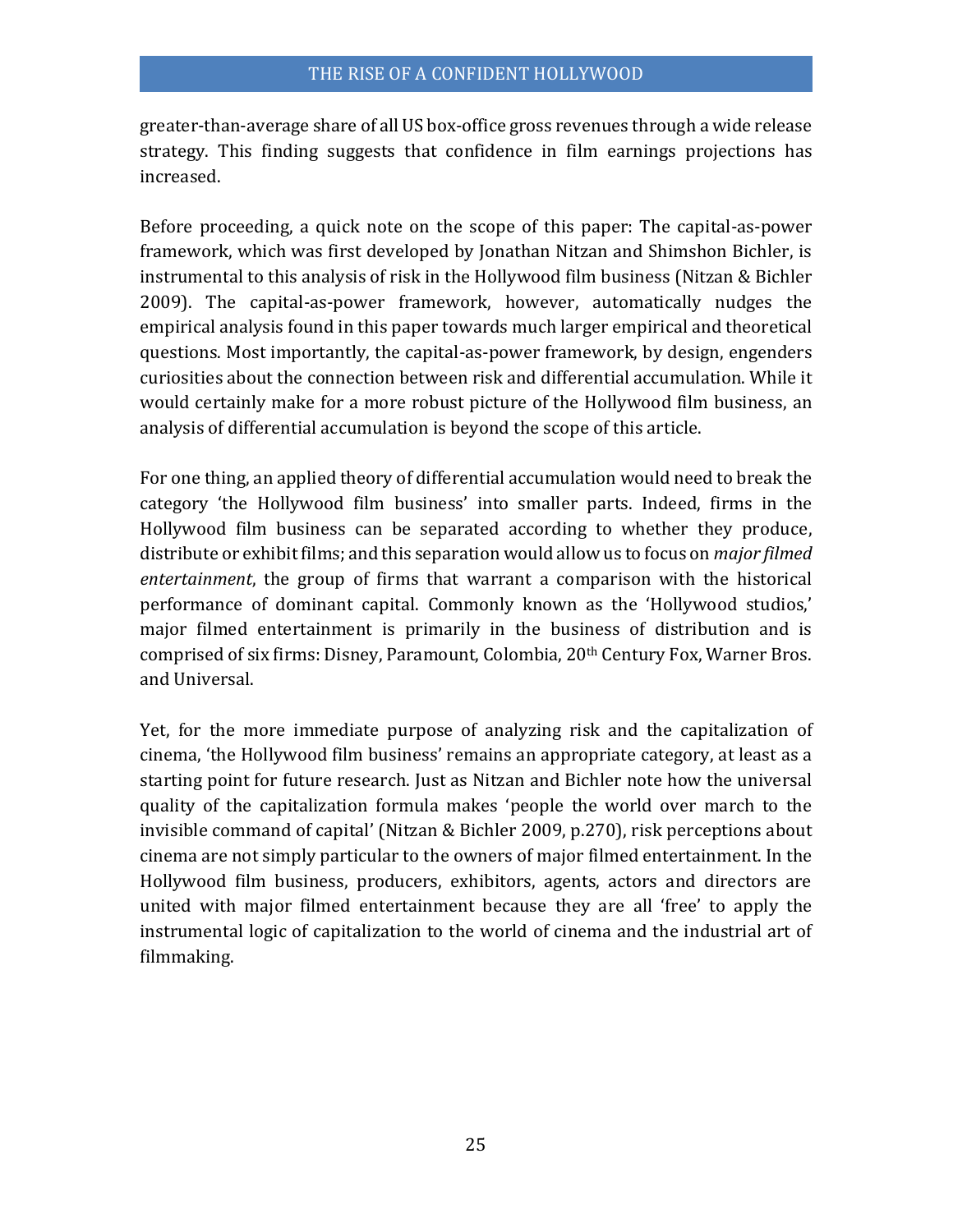greater-than-average share of all US box-office gross revenues through a wide release strategy. This finding suggests that confidence in film earnings projections has increased.

Before proceeding, a quick note on the scope of this paper: The capital-as-power framework, which was first developed by Jonathan Nitzan and Shimshon Bichler, is instrumental to this analysis of risk in the Hollywood film business (Nitzan & Bichler 2009). The capital-as-power framework, however, automatically nudges the empirical analysis found in this paper towards much larger empirical and theoretical questions. Most importantly, the capital-as-power framework, by design, engenders curiosities about the connection between risk and differential accumulation. While it would certainly make for a more robust picture of the Hollywood film business, an analysis of differential accumulation is beyond the scope of this article.

For one thing, an applied theory of differential accumulation would need to break the category 'the Hollywood film business' into smaller parts. Indeed, firms in the Hollywood film business can be separated according to whether they produce, distribute or exhibit films; and this separation would allow us to focus on *major filmed entertainment*, the group of firms that warrant a comparison with the historical performance of dominant capital. Commonly known as the 'Hollywood studios,' major filmed entertainment is primarily in the business of distribution and is comprised of six firms: Disney, Paramount, Colombia, 20th Century Fox, Warner Bros. and Universal.

Yet, for the more immediate purpose of analyzing risk and the capitalization of cinema, 'the Hollywood film business' remains an appropriate category, at least as a starting point for future research. Just as Nitzan and Bichler note how the universal quality of the capitalization formula makes 'people the world over march to the invisible command of capital' (Nitzan & Bichler 2009, p.270), risk perceptions about cinema are not simply particular to the owners of major filmed entertainment. In the Hollywood film business, producers, exhibitors, agents, actors and directors are united with major filmed entertainment because they are all 'free' to apply the instrumental logic of capitalization to the world of cinema and the industrial art of filmmaking.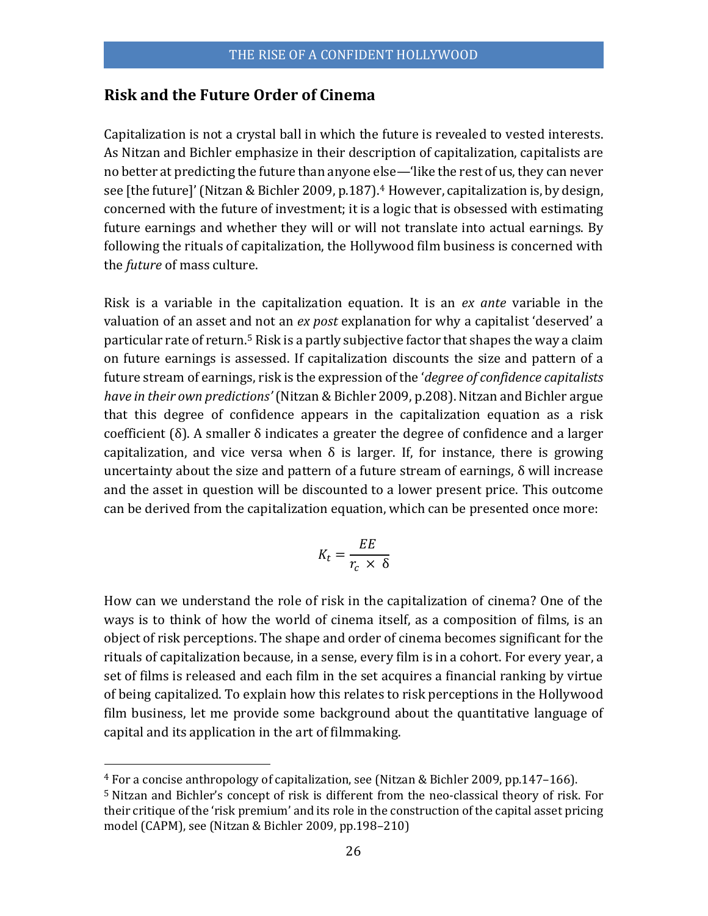## Risk and the Future Order of Cinema

Capitalization is not a crystal ball in which the future is revealed to vested interests. As Nitzan and Bichler emphasize in their description of capitalization, capitalists are no better at predicting the future than anyone else—'like the rest of us, they can never see [the future]' (Nitzan & Bichler 2009, p.187).[4] However, capitalization is, by design, concerned with the future of investment; it is a logic that is obsessed with estimating future earnings and whether they will or will not translate into actual earnings. By following the rituals of capitalization, the Hollywood film business is concerned with the *future* of mass culture.

Risk is a variable in the capitalization equation. It is an *ex ante* variable in the valuation of an asset and not an *ex post* explanation for why a capitalist 'deserved' a particular rate of return.[5] Risk is a partly subjective factor that shapes the way a claim on future earnings is assessed. If capitalization discounts the size and pattern of a future stream of earnings, risk is the expression of the '*degree of confidence capitalists have in their own predictions'* (Nitzan & Bichler 2009, p.208). Nitzan and Bichler argue that this degree of confidence appears in the capitalization equation as a risk coefficient (δ). A smaller δ indicates a greater the degree of confidence and a larger capitalization, and vice versa when δ is larger. If, for instance, there is growing uncertainty about the size and pattern of a future stream of earnings, δ will increase and the asset in question will be discounted to a lower present price. This outcome can be derived from the capitalization equation, which can be presented once more:

$$K_t = \frac{EE}{r_c \times \delta}$$

How can we understand the role of risk in the capitalization of cinema? One of the ways is to think of how the world of cinema itself, as a composition of films, is an object of risk perceptions. The shape and order of cinema becomes significant for the rituals of capitalization because, in a sense, every film is in a cohort. For every year, a set of films is released and each film in the set acquires a financial ranking by virtue of being capitalized. To explain how this relates to risk perceptions in the Hollywood film business, let me provide some background about the quantitative language of capital and its application in the art of filmmaking.

---

[4] For a concise anthropology of capitalization, see (Nitzan & Bichler 2009, pp.147–166).

[5] Nitzan and Bichler's concept of risk is different from the neo-classical theory of risk. For their critique of the 'risk premium' and its role in the construction of the capital asset pricing model (CAPM), see (Nitzan & Bichler 2009, pp.198–210)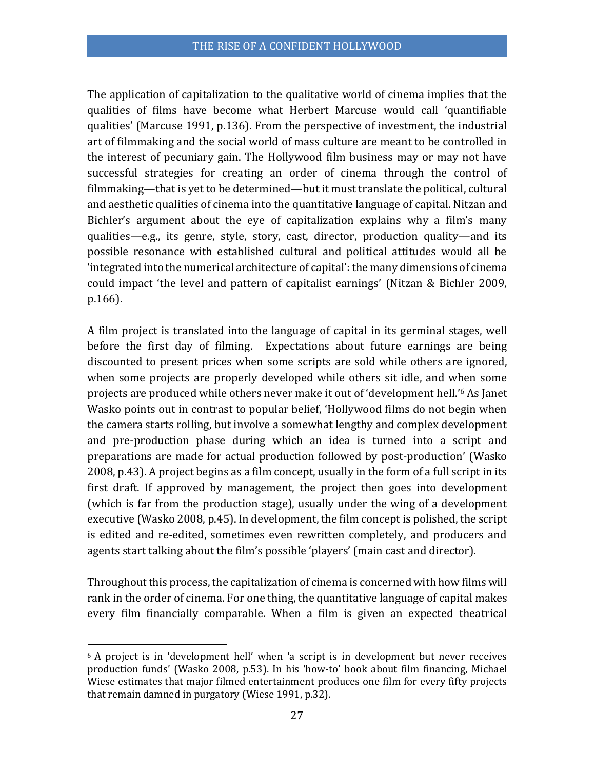The application of capitalization to the qualitative world of cinema implies that the qualities of films have become what Herbert Marcuse would call 'quantifiable qualities' (Marcuse 1991, p.136). From the perspective of investment, the industrial art of filmmaking and the social world of mass culture are meant to be controlled in the interest of pecuniary gain. The Hollywood film business may or may not have successful strategies for creating an order of cinema through the control of filmmaking—that is yet to be determined—but it must translate the political, cultural and aesthetic qualities of cinema into the quantitative language of capital. Nitzan and Bichler's argument about the eye of capitalization explains why a film's many qualities—e.g., its genre, style, story, cast, director, production quality—and its possible resonance with established cultural and political attitudes would all be 'integrated into the numerical architecture of capital': the many dimensions of cinema could impact 'the level and pattern of capitalist earnings' (Nitzan & Bichler 2009, p.166).

A film project is translated into the language of capital in its germinal stages, well before the first day of filming. Expectations about future earnings are being discounted to present prices when some scripts are sold while others are ignored, when some projects are properly developed while others sit idle, and when some projects are produced while others never make it out of 'development hell.'[6] As Janet Wasko points out in contrast to popular belief, 'Hollywood films do not begin when the camera starts rolling, but involve a somewhat lengthy and complex development and pre-production phase during which an idea is turned into a script and preparations are made for actual production followed by post-production' (Wasko 2008, p.43). A project begins as a film concept, usually in the form of a full script in its first draft. If approved by management, the project then goes into development (which is far from the production stage), usually under the wing of a development executive (Wasko 2008, p.45). In development, the film concept is polished, the script is edited and re-edited, sometimes even rewritten completely, and producers and agents start talking about the film's possible 'players' (main cast and director).

Throughout this process, the capitalization of cinema is concerned with how films will rank in the order of cinema. For one thing, the quantitative language of capital makes every film financially comparable. When a film is given an expected theatrical

[6] A project is in 'development hell' when 'a script is in development but never receives production funds' (Wasko 2008, p.53). In his 'how-to' book about film financing, Michael Wiese estimates that major filmed entertainment produces one film for every fifty projects that remain damned in purgatory (Wiese 1991, p.32).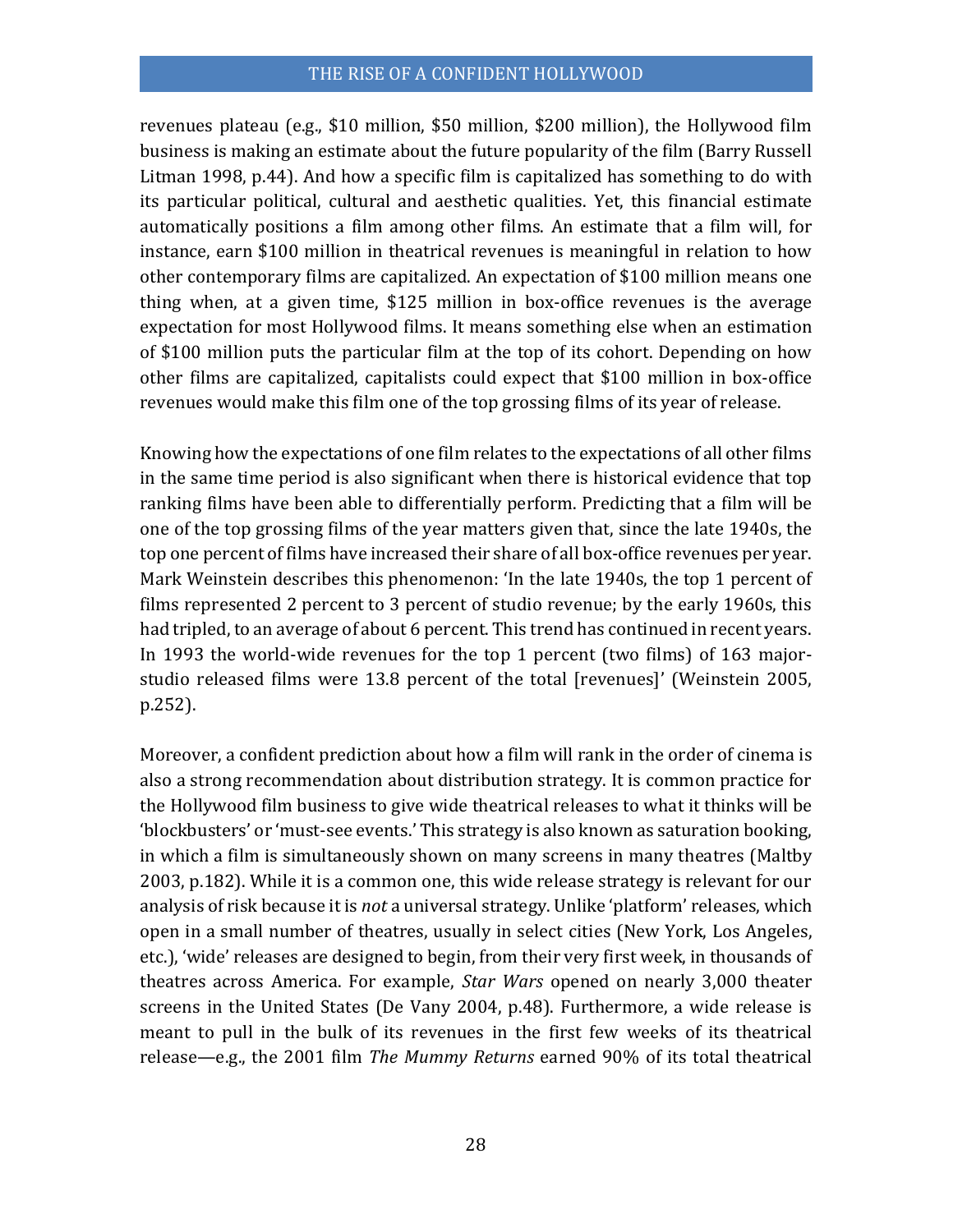revenues plateau (e.g., $10 million, $50 million, $200 million), the Hollywood film business is making an estimate about the future popularity of the film (Barry Russell Litman 1998, p.44). And how a specific film is capitalized has something to do with its particular political, cultural and aesthetic qualities. Yet, this financial estimate automatically positions a film among other films. An estimate that a film will, for instance, earn $100 million in theatrical revenues is meaningful in relation to how other contemporary films are capitalized. An expectation of $100 million means one thing when, at a given time, $125 million in box-office revenues is the average expectation for most Hollywood films. It means something else when an estimation of $100 million puts the particular film at the top of its cohort. Depending on how other films are capitalized, capitalists could expect that $100 million in box-office revenues would make this film one of the top grossing films of its year of release.

Knowing how the expectations of one film relates to the expectations of all other films in the same time period is also significant when there is historical evidence that top ranking films have been able to differentially perform. Predicting that a film will be one of the top grossing films of the year matters given that, since the late 1940s, the top one percent of films have increased their share of all box-office revenues per year. Mark Weinstein describes this phenomenon: 'In the late 1940s, the top 1 percent of films represented 2 percent to 3 percent of studio revenue; by the early 1960s, this had tripled, to an average of about 6 percent. This trend has continued in recent years. In 1993 the world-wide revenues for the top 1 percent (two films) of 163 major-studio released films were 13.8 percent of the total [revenues]' (Weinstein 2005, p.252).

Moreover, a confident prediction about how a film will rank in the order of cinema is also a strong recommendation about distribution strategy. It is common practice for the Hollywood film business to give wide theatrical releases to what it thinks will be 'blockbusters' or 'must-see events.' This strategy is also known as saturation booking, in which a film is simultaneously shown on many screens in many theatres (Maltby 2003, p.182). While it is a common one, this wide release strategy is relevant for our analysis of risk because it is *not* a universal strategy. Unlike 'platform' releases, which open in a small number of theatres, usually in select cities (New York, Los Angeles, etc.), 'wide' releases are designed to begin, from their very first week, in thousands of theatres across America. For example, *Star Wars* opened on nearly 3,000 theater screens in the United States (De Vany 2004, p.48). Furthermore, a wide release is meant to pull in the bulk of its revenues in the first few weeks of its theatrical release—e.g., the 2001 film *The Mummy Returns* earned 90% of its total theatrical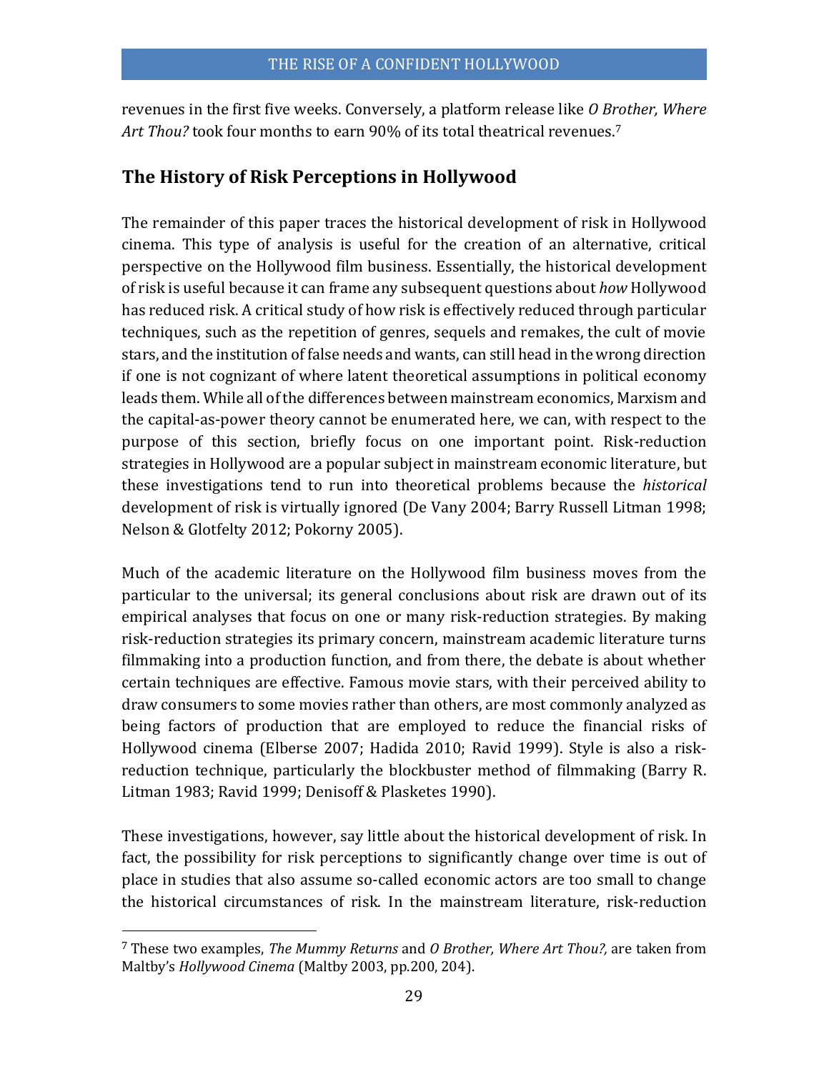revenues in the first five weeks. Conversely, a platform release like *O Brother, Where Art Thou?* took four months to earn 90% of its total theatrical revenues.[7]

## The History of Risk Perceptions in Hollywood

The remainder of this paper traces the historical development of risk in Hollywood cinema. This type of analysis is useful for the creation of an alternative, critical perspective on the Hollywood film business. Essentially, the historical development of risk is useful because it can frame any subsequent questions about *how* Hollywood has reduced risk. A critical study of how risk is effectively reduced through particular techniques, such as the repetition of genres, sequels and remakes, the cult of movie stars, and the institution of false needs and wants, can still head in the wrong direction if one is not cognizant of where latent theoretical assumptions in political economy leads them. While all of the differences between mainstream economics, Marxism and the capital-as-power theory cannot be enumerated here, we can, with respect to the purpose of this section, briefly focus on one important point. Risk-reduction strategies in Hollywood are a popular subject in mainstream economic literature, but these investigations tend to run into theoretical problems because the *historical* development of risk is virtually ignored (De Vany 2004; Barry Russell Litman 1998; Nelson & Glotfelty 2012; Pokorny 2005).

Much of the academic literature on the Hollywood film business moves from the particular to the universal; its general conclusions about risk are drawn out of its empirical analyses that focus on one or many risk-reduction strategies. By making risk-reduction strategies its primary concern, mainstream academic literature turns filmmaking into a production function, and from there, the debate is about whether certain techniques are effective. Famous movie stars, with their perceived ability to draw consumers to some movies rather than others, are most commonly analyzed as being factors of production that are employed to reduce the financial risks of Hollywood cinema (Elberse 2007; Hadida 2010; Ravid 1999). Style is also a risk-reduction technique, particularly the blockbuster method of filmmaking (Barry R. Litman 1983; Ravid 1999; Denisoff & Plasketes 1990).

These investigations, however, say little about the historical development of risk. In fact, the possibility for risk perceptions to significantly change over time is out of place in studies that also assume so-called economic actors are too small to change the historical circumstances of risk. In the mainstream literature, risk-reduction

---

[7] These two examples, *The Mummy Returns* and *O Brother, Where Art Thou?,* are taken from Maltby's *Hollywood Cinema* (Maltby 2003, pp.200, 204).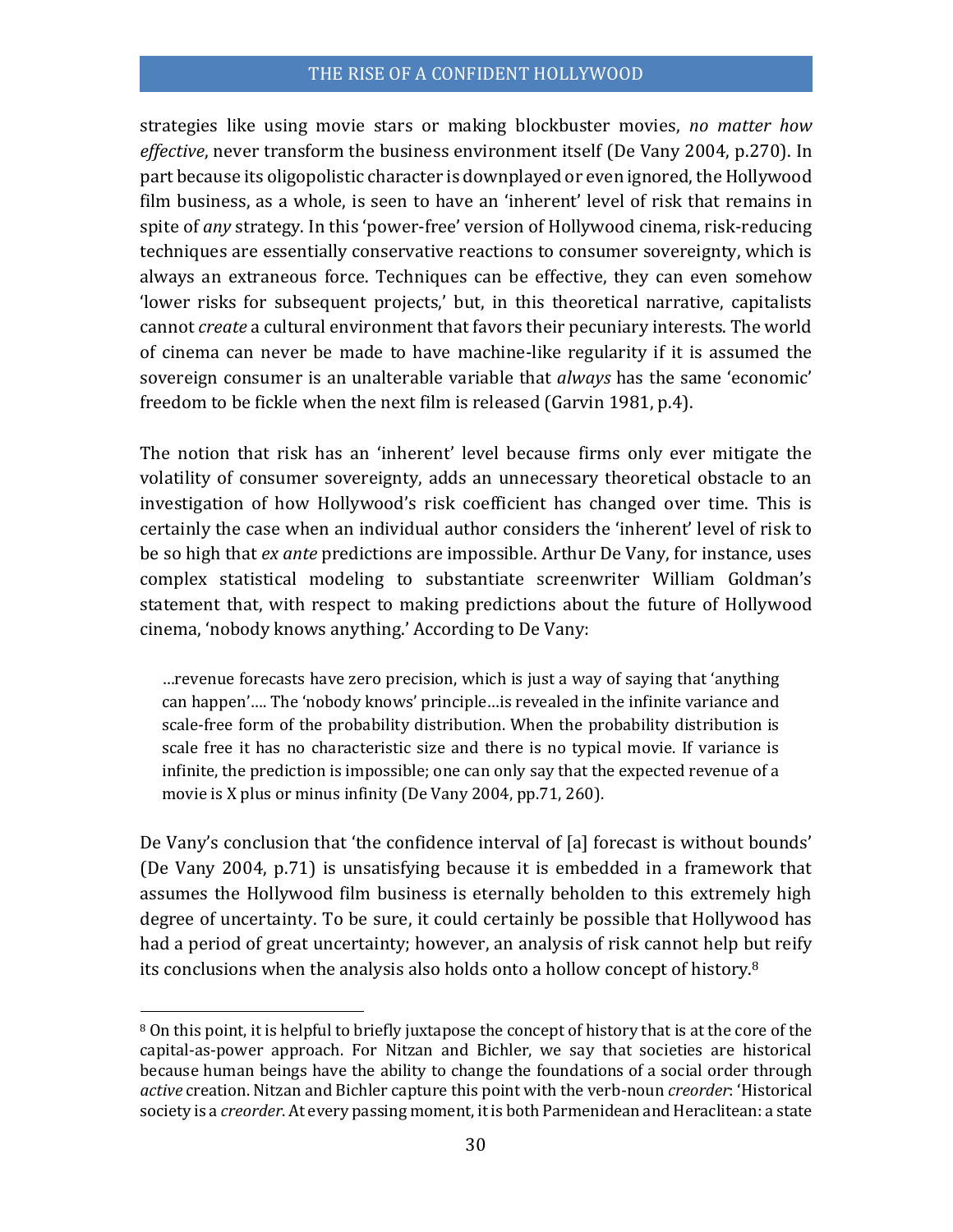strategies like using movie stars or making blockbuster movies, *no matter how effective*, never transform the business environment itself (De Vany 2004, p.270). In part because its oligopolistic character is downplayed or even ignored, the Hollywood film business, as a whole, is seen to have an 'inherent' level of risk that remains in spite of *any* strategy. In this 'power-free' version of Hollywood cinema, risk-reducing techniques are essentially conservative reactions to consumer sovereignty, which is always an extraneous force. Techniques can be effective, they can even somehow 'lower risks for subsequent projects,' but, in this theoretical narrative, capitalists cannot *create* a cultural environment that favors their pecuniary interests. The world of cinema can never be made to have machine-like regularity if it is assumed the sovereign consumer is an unalterable variable that *always* has the same 'economic' freedom to be fickle when the next film is released (Garvin 1981, p.4).

The notion that risk has an 'inherent' level because firms only ever mitigate the volatility of consumer sovereignty, adds an unnecessary theoretical obstacle to an investigation of how Hollywood's risk coefficient has changed over time. This is certainly the case when an individual author considers the 'inherent' level of risk to be so high that *ex ante* predictions are impossible. Arthur De Vany, for instance, uses complex statistical modeling to substantiate screenwriter William Goldman's statement that, with respect to making predictions about the future of Hollywood cinema, 'nobody knows anything.' According to De Vany:

> …revenue forecasts have zero precision, which is just a way of saying that 'anything can happen'…. The 'nobody knows' principle…is revealed in the infinite variance and scale-free form of the probability distribution. When the probability distribution is scale free it has no characteristic size and there is no typical movie. If variance is infinite, the prediction is impossible; one can only say that the expected revenue of a movie is X plus or minus infinity (De Vany 2004, pp.71, 260).

De Vany's conclusion that 'the confidence interval of [a] forecast is without bounds' (De Vany 2004, p.71) is unsatisfying because it is embedded in a framework that assumes the Hollywood film business is eternally beholden to this extremely high degree of uncertainty. To be sure, it could certainly be possible that Hollywood has had a period of great uncertainty; however, an analysis of risk cannot help but reify its conclusions when the analysis also holds onto a hollow concept of history.[8]

---

[8] On this point, it is helpful to briefly juxtapose the concept of history that is at the core of the capital-as-power approach. For Nitzan and Bichler, we say that societies are historical because human beings have the ability to change the foundations of a social order through *active* creation. Nitzan and Bichler capture this point with the verb-noun *creorder*: 'Historical society is a *creorder*. At every passing moment, it is both Parmenidean and Heraclitean: a state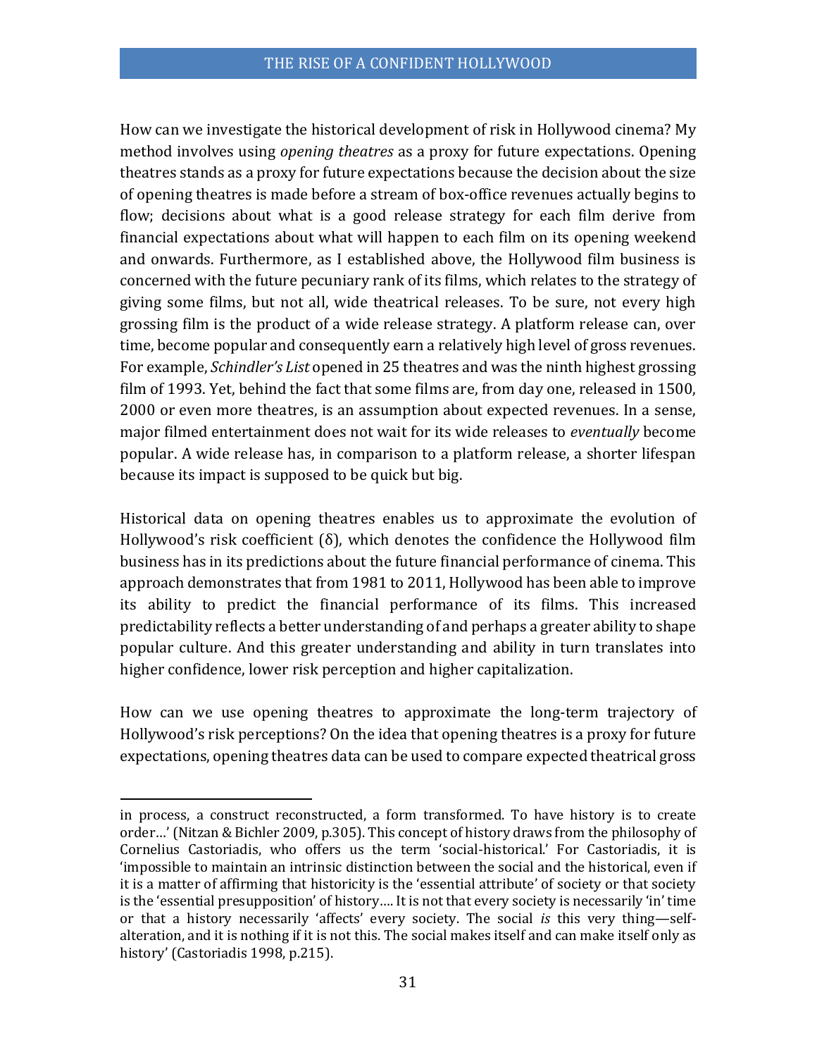How can we investigate the historical development of risk in Hollywood cinema? My method involves using *opening theatres* as a proxy for future expectations. Opening theatres stands as a proxy for future expectations because the decision about the size of opening theatres is made before a stream of box-office revenues actually begins to flow; decisions about what is a good release strategy for each film derive from financial expectations about what will happen to each film on its opening weekend and onwards. Furthermore, as I established above, the Hollywood film business is concerned with the future pecuniary rank of its films, which relates to the strategy of giving some films, but not all, wide theatrical releases. To be sure, not every high grossing film is the product of a wide release strategy. A platform release can, over time, become popular and consequently earn a relatively high level of gross revenues. For example, *Schindler's List* opened in 25 theatres and was the ninth highest grossing film of 1993. Yet, behind the fact that some films are, from day one, released in 1500, 2000 or even more theatres, is an assumption about expected revenues. In a sense, major filmed entertainment does not wait for its wide releases to *eventually* become popular. A wide release has, in comparison to a platform release, a shorter lifespan because its impact is supposed to be quick but big.

Historical data on opening theatres enables us to approximate the evolution of Hollywood's risk coefficient ($\delta$), which denotes the confidence the Hollywood film business has in its predictions about the future financial performance of cinema. This approach demonstrates that from 1981 to 2011, Hollywood has been able to improve its ability to predict the financial performance of its films. This increased predictability reflects a better understanding of and perhaps a greater ability to shape popular culture. And this greater understanding and ability in turn translates into higher confidence, lower risk perception and higher capitalization.

How can we use opening theatres to approximate the long-term trajectory of Hollywood's risk perceptions? On the idea that opening theatres is a proxy for future expectations, opening theatres data can be used to compare expected theatrical gross

---

in process, a construct reconstructed, a form transformed. To have history is to create order…' (Nitzan & Bichler 2009, p.305). This concept of history draws from the philosophy of Cornelius Castoriadis, who offers us the term 'social-historical.' For Castoriadis, it is 'impossible to maintain an intrinsic distinction between the social and the historical, even if it is a matter of affirming that historicity is the 'essential attribute' of society or that society is the 'essential presupposition' of history…. It is not that every society is necessarily 'in' time or that a history necessarily 'affects' every society. The social *is* this very thing—self-alteration, and it is nothing if it is not this. The social makes itself and can make itself only as history' (Castoriadis 1998, p.215).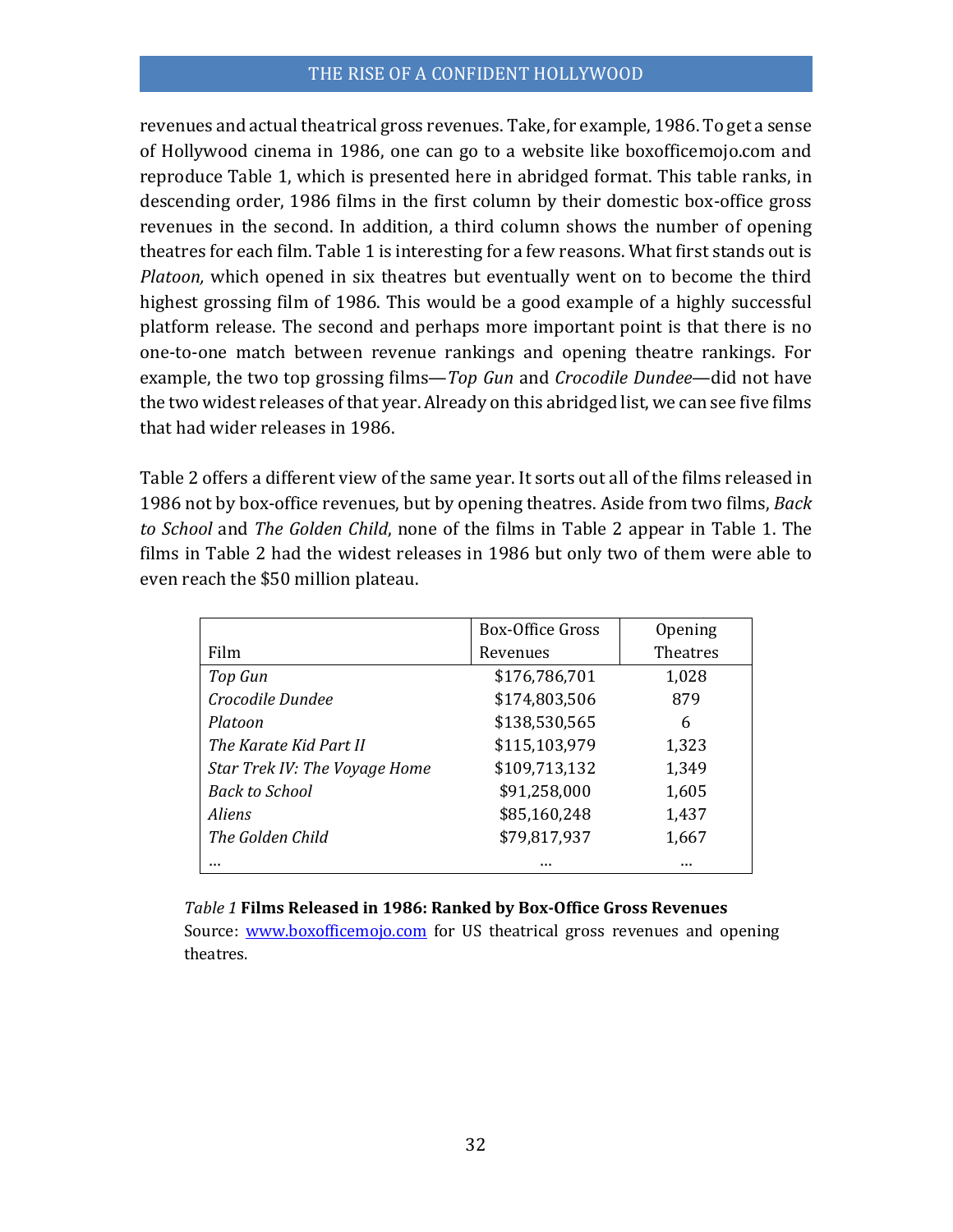revenues and actual theatrical gross revenues. Take, for example, 1986. To get a sense of Hollywood cinema in 1986, one can go to a website like boxofficemojo.com and reproduce Table 1, which is presented here in abridged format. This table ranks, in descending order, 1986 films in the first column by their domestic box-office gross revenues in the second. In addition, a third column shows the number of opening theatres for each film. Table 1 is interesting for a few reasons. What first stands out is *Platoon,* which opened in six theatres but eventually went on to become the third highest grossing film of 1986. This would be a good example of a highly successful platform release. The second and perhaps more important point is that there is no one-to-one match between revenue rankings and opening theatre rankings. For example, the two top grossing films—*Top Gun* and *Crocodile Dundee*—did not have the two widest releases of that year. Already on this abridged list, we can see five films that had wider releases in 1986.

Table 2 offers a different view of the same year. It sorts out all of the films released in 1986 not by box-office revenues, but by opening theatres. Aside from two films, *Back to School* and *The Golden Child*, none of the films in Table 2 appear in Table 1. The films in Table 2 had the widest releases in 1986 but only two of them were able to even reach the $50 million plateau.

| Film | Box-Office Gross Revenues | Opening Theatres |
|---|---|---|
| *Top Gun* | $176,786,701 | 1,028 |
| *Crocodile Dundee* | $174,803,506 | 879 |
| *Platoon* | $138,530,565 | 6 |
| *The Karate Kid Part II* | $115,103,979 | 1,323 |
| *Star Trek IV: The Voyage Home* | $109,713,132 | 1,349 |
| *Back to School* | $91,258,000 | 1,605 |
| *Aliens* | $85,160,248 | 1,437 |
| *The Golden Child* | $79,817,937 | 1,667 |
| … | … | … |

*Table 1* **Films Released in 1986: Ranked by Box-Office Gross Revenues**
Source: www.boxofficemojo.com for US theatrical gross revenues and opening theatres.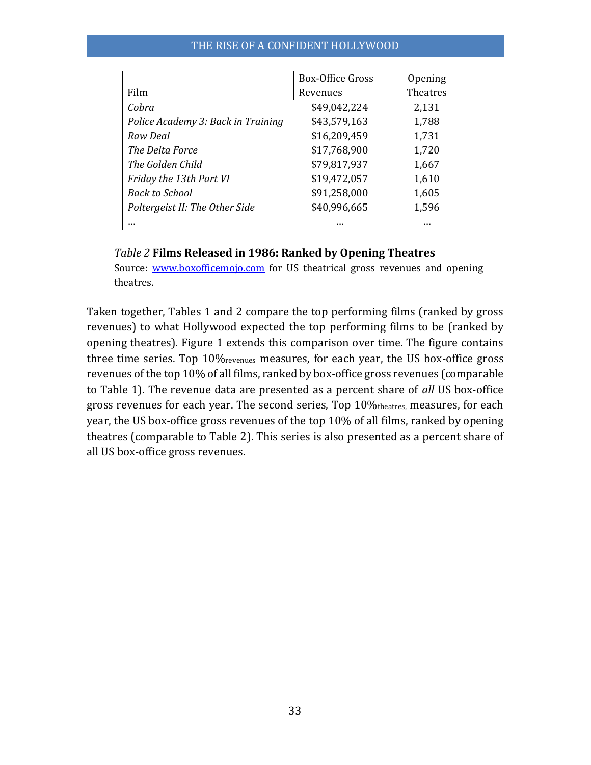| Film | Box-Office Gross Revenues | Opening Theatres |
|---|---|---|
| *Cobra* | $49,042,224 | 2,131 |
| *Police Academy 3: Back in Training* | $43,579,163 | 1,788 |
| *Raw Deal* | $16,209,459 | 1,731 |
| *The Delta Force* | $17,768,900 | 1,720 |
| *The Golden Child* | $79,817,937 | 1,667 |
| *Friday the 13th Part VI* | $19,472,057 | 1,610 |
| *Back to School* | $91,258,000 | 1,605 |
| *Poltergeist II: The Other Side* | $40,996,665 | 1,596 |
| … | … | … |

*Table 2* **Films Released in 1986: Ranked by Opening Theatres**
Source: [www.boxofficemojo.com](http://www.boxofficemojo.com) for US theatrical gross revenues and opening theatres.

Taken together, Tables 1 and 2 compare the top performing films (ranked by gross revenues) to what Hollywood expected the top performing films to be (ranked by opening theatres). Figure 1 extends this comparison over time. The figure contains three time series. Top $10\%_{\text{revenues}}$ measures, for each year, the US box-office gross revenues of the top 10% of all films, ranked by box-office gross revenues (comparable to Table 1). The revenue data are presented as a percent share of *all* US box-office gross revenues for each year. The second series, Top $10\%_{\text{theatres}}$, measures, for each year, the US box-office gross revenues of the top 10% of all films, ranked by opening theatres (comparable to Table 2). This series is also presented as a percent share of all US box-office gross revenues.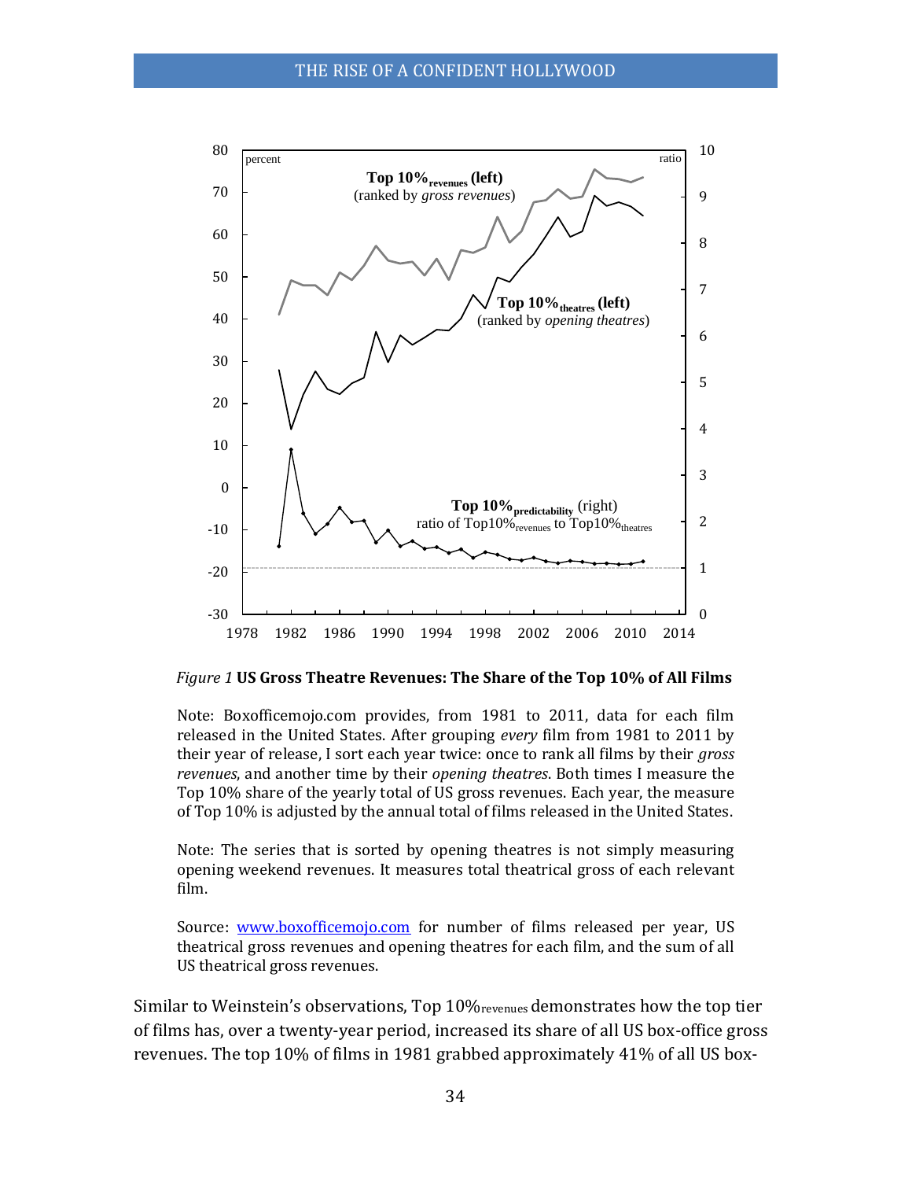*Figure 1* **US Gross Theatre Revenues: The Share of the Top 10% of All Films**

Note: Boxofficemojo.com provides, from 1981 to 2011, data for each film released in the United States. After grouping *every* film from 1981 to 2011 by their year of release, I sort each year twice: once to rank all films by their *gross revenues*, and another time by their *opening theatres*. Both times I measure the Top 10% share of the yearly total of US gross revenues. Each year, the measure of Top 10% is adjusted by the annual total of films released in the United States.

Note: The series that is sorted by opening theatres is not simply measuring opening weekend revenues. It measures total theatrical gross of each relevant film.

Source: www.boxofficemojo.com for number of films released per year, US theatrical gross revenues and opening theatres for each film, and the sum of all US theatrical gross revenues.

Similar to Weinstein's observations, Top $10\%_{revenues}$ demonstrates how the top tier of films has, over a twenty-year period, increased its share of all US box-office gross revenues. The top 10% of films in 1981 grabbed approximately 41% of all US box-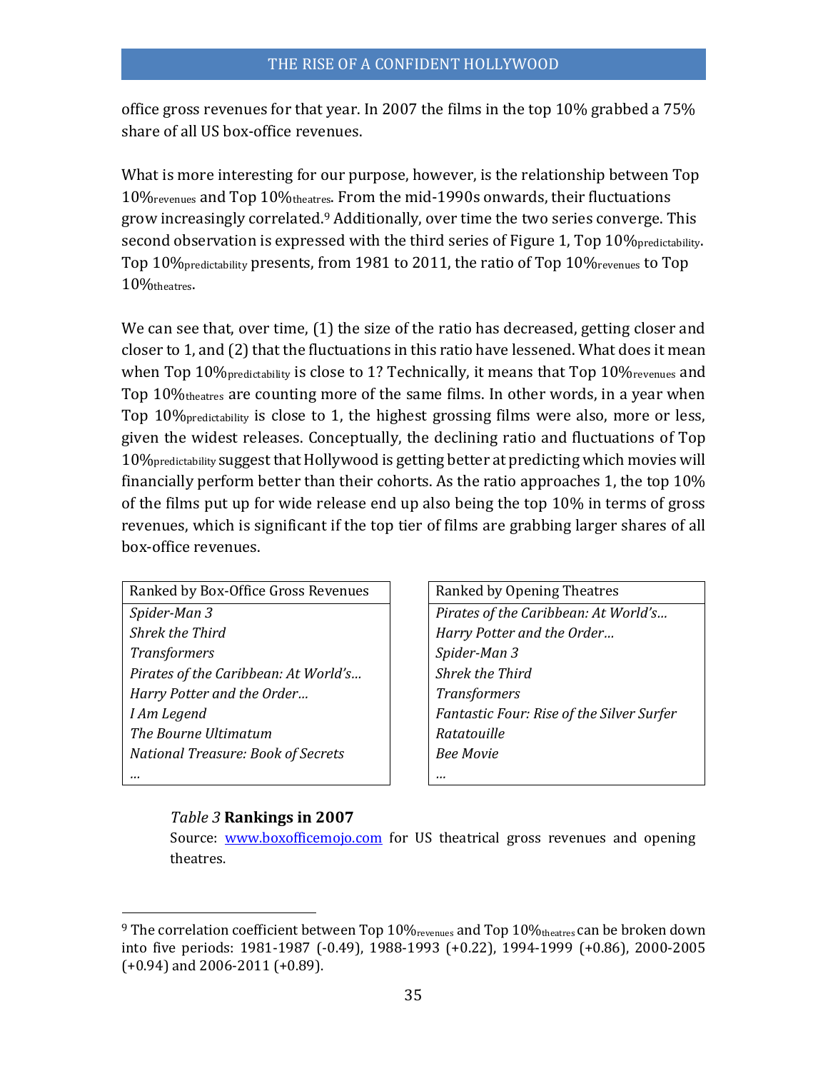office gross revenues for that year. In 2007 the films in the top 10% grabbed a 75% share of all US box-office revenues.

What is more interesting for our purpose, however, is the relationship between Top $10\%_{revenues}$ and Top $10\%_{theatres}$. From the mid-1990s onwards, their fluctuations grow increasingly correlated.[9] Additionally, over time the two series converge. This second observation is expressed with the third series of Figure 1, Top $10\%_{predictability}$. Top $10\%_{predictability}$ presents, from 1981 to 2011, the ratio of Top $10\%_{revenues}$ to Top $10\%_{theatres}$.

We can see that, over time, (1) the size of the ratio has decreased, getting closer and closer to 1, and (2) that the fluctuations in this ratio have lessened. What does it mean when Top $10\%_{predictability}$ is close to 1? Technically, it means that Top $10\%_{revenues}$ and Top $10\%_{theatres}$ are counting more of the same films. In other words, in a year when Top $10\%_{predictability}$ is close to 1, the highest grossing films were also, more or less, given the widest releases. Conceptually, the declining ratio and fluctuations of Top $10\%_{predictability}$ suggest that Hollywood is getting better at predicting which movies will financially perform better than their cohorts. As the ratio approaches 1, the top 10% of the films put up for wide release end up also being the top 10% in terms of gross revenues, which is significant if the top tier of films are grabbing larger shares of all box-office revenues.

| Ranked by Box-Office Gross Revenues |
|---|
| *Spider-Man 3* |
| *Shrek the Third* |
| *Transformers* |
| *Pirates of the Caribbean: At World's…* |
| *Harry Potter and the Order…* |
| *I Am Legend* |
| *The Bourne Ultimatum* |
| *National Treasure: Book of Secrets* |
| *…* |

| Ranked by Opening Theatres |
|---|
| *Pirates of the Caribbean: At World's…* |
| *Harry Potter and the Order…* |
| *Spider-Man 3* |
| *Shrek the Third* |
| *Transformers* |
| *Fantastic Four: Rise of the Silver Surfer* |
| *Ratatouille* |
| *Bee Movie* |
| *…* |

*Table 3* **Rankings in 2007**
Source: www.boxofficemojo.com for US theatrical gross revenues and opening theatres.

---

[9] The correlation coefficient between Top $10\%_{revenues}$ and Top $10\%_{theatres}$ can be broken down into five periods: 1981-1987 (-0.49), 1988-1993 (+0.22), 1994-1999 (+0.86), 2000-2005 (+0.94) and 2006-2011 (+0.89).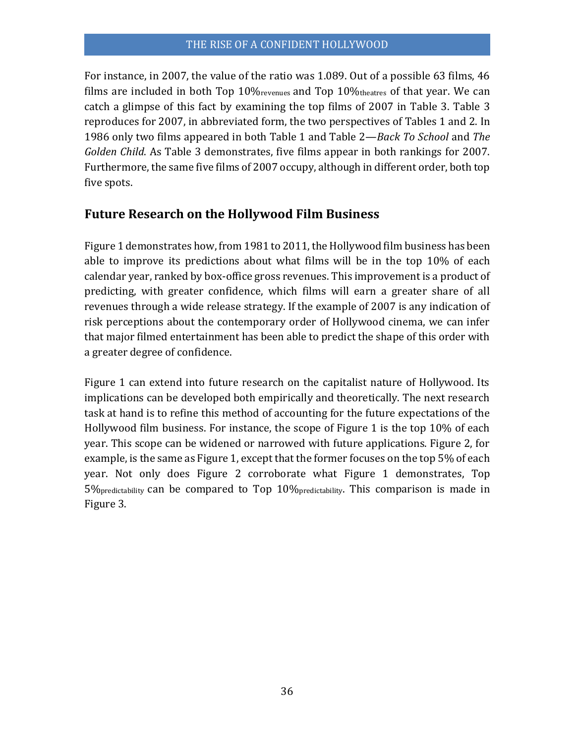For instance, in 2007, the value of the ratio was 1.089. Out of a possible 63 films, 46 films are included in both Top $10\%_{\text{revenues}}$ and Top $10\%_{\text{theatres}}$ of that year. We can catch a glimpse of this fact by examining the top films of 2007 in Table 3. Table 3 reproduces for 2007, in abbreviated form, the two perspectives of Tables 1 and 2. In 1986 only two films appeared in both Table 1 and Table 2—*Back To School* and *The Golden Child*. As Table 3 demonstrates, five films appear in both rankings for 2007. Furthermore, the same five films of 2007 occupy, although in different order, both top five spots.

## Future Research on the Hollywood Film Business

Figure 1 demonstrates how, from 1981 to 2011, the Hollywood film business has been able to improve its predictions about what films will be in the top 10% of each calendar year, ranked by box-office gross revenues. This improvement is a product of predicting, with greater confidence, which films will earn a greater share of all revenues through a wide release strategy. If the example of 2007 is any indication of risk perceptions about the contemporary order of Hollywood cinema, we can infer that major filmed entertainment has been able to predict the shape of this order with a greater degree of confidence.

Figure 1 can extend into future research on the capitalist nature of Hollywood. Its implications can be developed both empirically and theoretically. The next research task at hand is to refine this method of accounting for the future expectations of the Hollywood film business. For instance, the scope of Figure 1 is the top 10% of each year. This scope can be widened or narrowed with future applications. Figure 2, for example, is the same as Figure 1, except that the former focuses on the top 5% of each year. Not only does Figure 2 corroborate what Figure 1 demonstrates, Top $5\%_{\text{predictability}}$ can be compared to Top $10\%_{\text{predictability}}$. This comparison is made in Figure 3.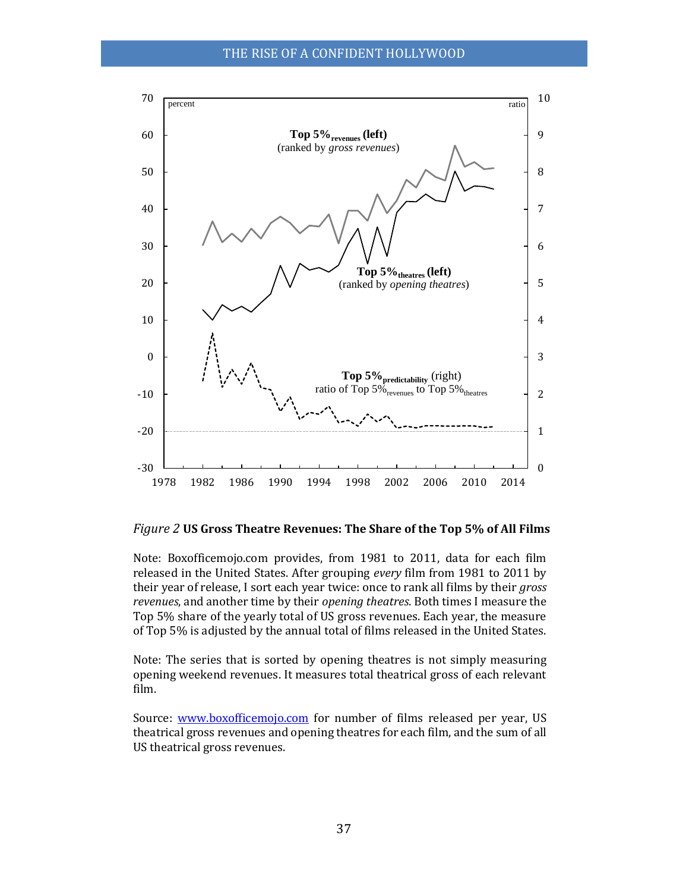*Figure 2* **US Gross Theatre Revenues: The Share of the Top 5% of All Films**

Note: Boxofficemojo.com provides, from 1981 to 2011, data for each film released in the United States. After grouping *every* film from 1981 to 2011 by their year of release, I sort each year twice: once to rank all films by their *gross revenues*, and another time by their *opening theatres*. Both times I measure the Top 5% share of the yearly total of US gross revenues. Each year, the measure of Top 5% is adjusted by the annual total of films released in the United States.

Note: The series that is sorted by opening theatres is not simply measuring opening weekend revenues. It measures total theatrical gross of each relevant film.

Source: [www.boxofficemojo.com](http://www.boxofficemojo.com) for number of films released per year, US theatrical gross revenues and opening theatres for each film, and the sum of all US theatrical gross revenues.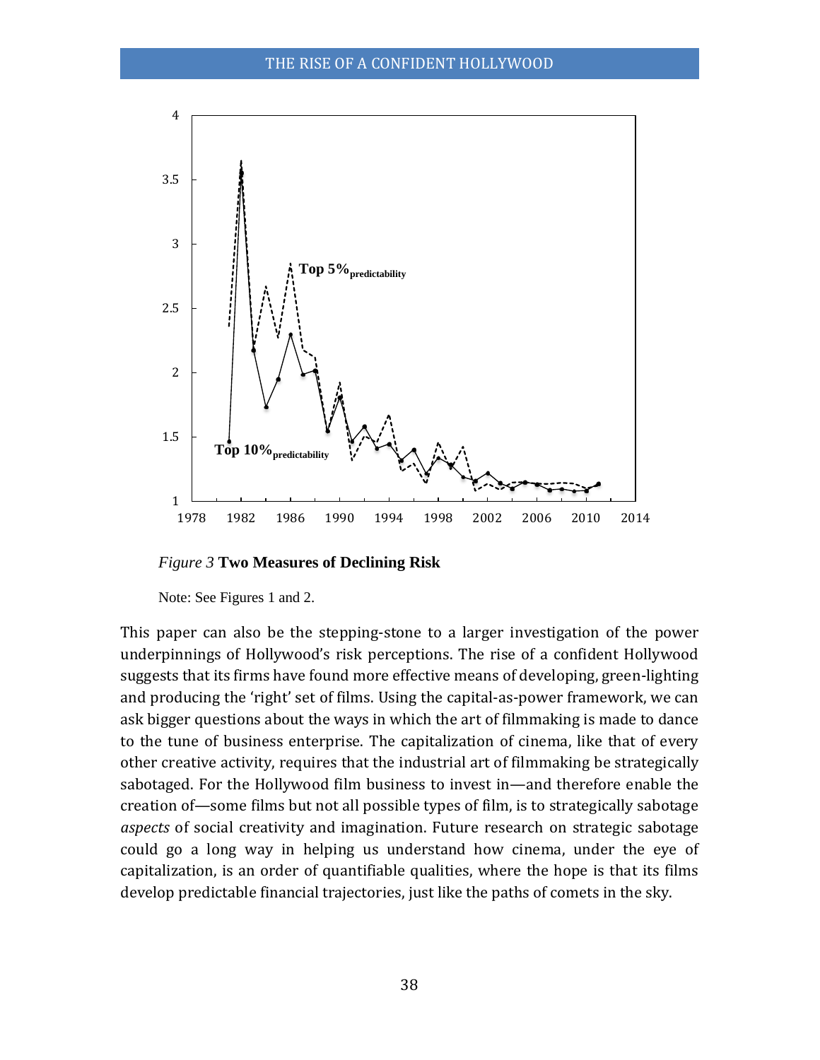*Figure 3* **Two Measures of Declining Risk**

Note: See Figures 1 and 2.

This paper can also be the stepping-stone to a larger investigation of the power underpinnings of Hollywood's risk perceptions. The rise of a confident Hollywood suggests that its firms have found more effective means of developing, green-lighting and producing the 'right' set of films. Using the capital-as-power framework, we can ask bigger questions about the ways in which the art of filmmaking is made to dance to the tune of business enterprise. The capitalization of cinema, like that of every other creative activity, requires that the industrial art of filmmaking be strategically sabotaged. For the Hollywood film business to invest in—and therefore enable the creation of—some films but not all possible types of film, is to strategically sabotage *aspects* of social creativity and imagination. Future research on strategic sabotage could go a long way in helping us understand how cinema, under the eye of capitalization, is an order of quantifiable qualities, where the hope is that its films develop predictable financial trajectories, just like the paths of comets in the sky.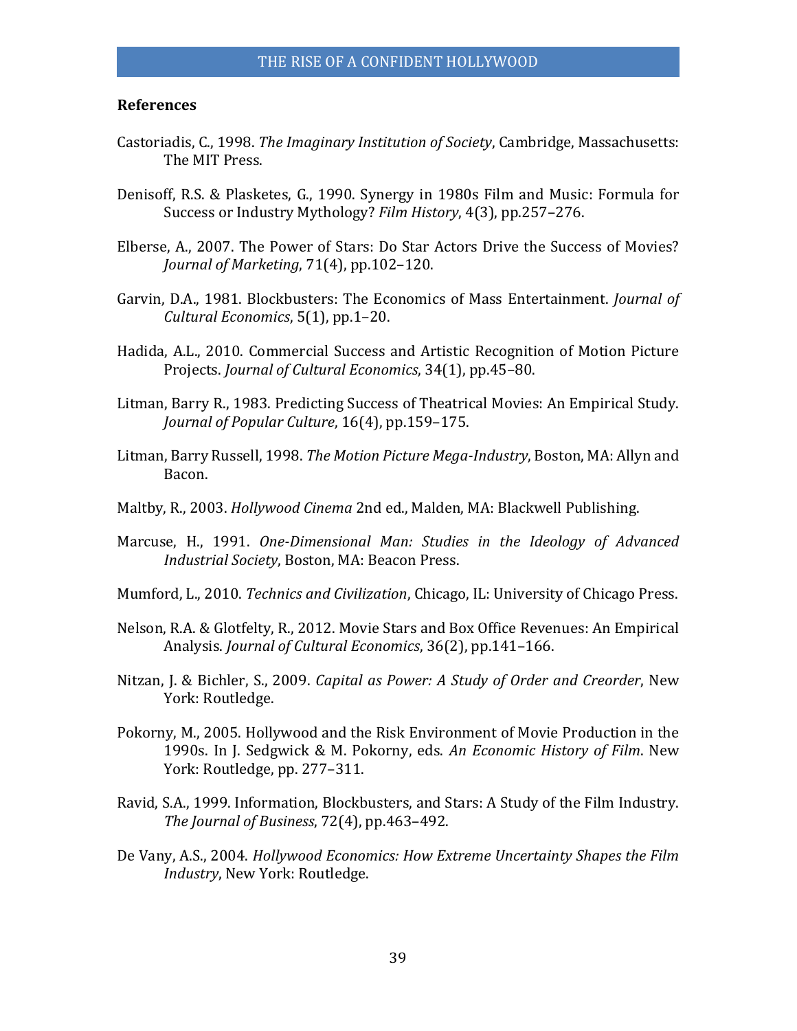## References

Castoriadis, C., 1998. *The Imaginary Institution of Society*, Cambridge, Massachusetts: The MIT Press.

Denisoff, R.S. & Plasketes, G., 1990. Synergy in 1980s Film and Music: Formula for Success or Industry Mythology? *Film History*, 4(3), pp.257–276.

Elberse, A., 2007. The Power of Stars: Do Star Actors Drive the Success of Movies? *Journal of Marketing*, 71(4), pp.102–120.

Garvin, D.A., 1981. Blockbusters: The Economics of Mass Entertainment. *Journal of Cultural Economics*, 5(1), pp.1–20.

Hadida, A.L., 2010. Commercial Success and Artistic Recognition of Motion Picture Projects. *Journal of Cultural Economics*, 34(1), pp.45–80.

Litman, Barry R., 1983. Predicting Success of Theatrical Movies: An Empirical Study. *Journal of Popular Culture*, 16(4), pp.159–175.

Litman, Barry Russell, 1998. *The Motion Picture Mega-Industry*, Boston, MA: Allyn and Bacon.

Maltby, R., 2003. *Hollywood Cinema* 2nd ed., Malden, MA: Blackwell Publishing.

Marcuse, H., 1991. *One-Dimensional Man: Studies in the Ideology of Advanced Industrial Society*, Boston, MA: Beacon Press.

Mumford, L., 2010. *Technics and Civilization*, Chicago, IL: University of Chicago Press.

Nelson, R.A. & Glotfelty, R., 2012. Movie Stars and Box Office Revenues: An Empirical Analysis. *Journal of Cultural Economics*, 36(2), pp.141–166.

Nitzan, J. & Bichler, S., 2009. *Capital as Power: A Study of Order and Creorder*, New York: Routledge.

Pokorny, M., 2005. Hollywood and the Risk Environment of Movie Production in the 1990s. In J. Sedgwick & M. Pokorny, eds. *An Economic History of Film*. New York: Routledge, pp. 277–311.

Ravid, S.A., 1999. Information, Blockbusters, and Stars: A Study of the Film Industry. *The Journal of Business*, 72(4), pp.463–492.

De Vany, A.S., 2004. *Hollywood Economics: How Extreme Uncertainty Shapes the Film Industry*, New York: Routledge.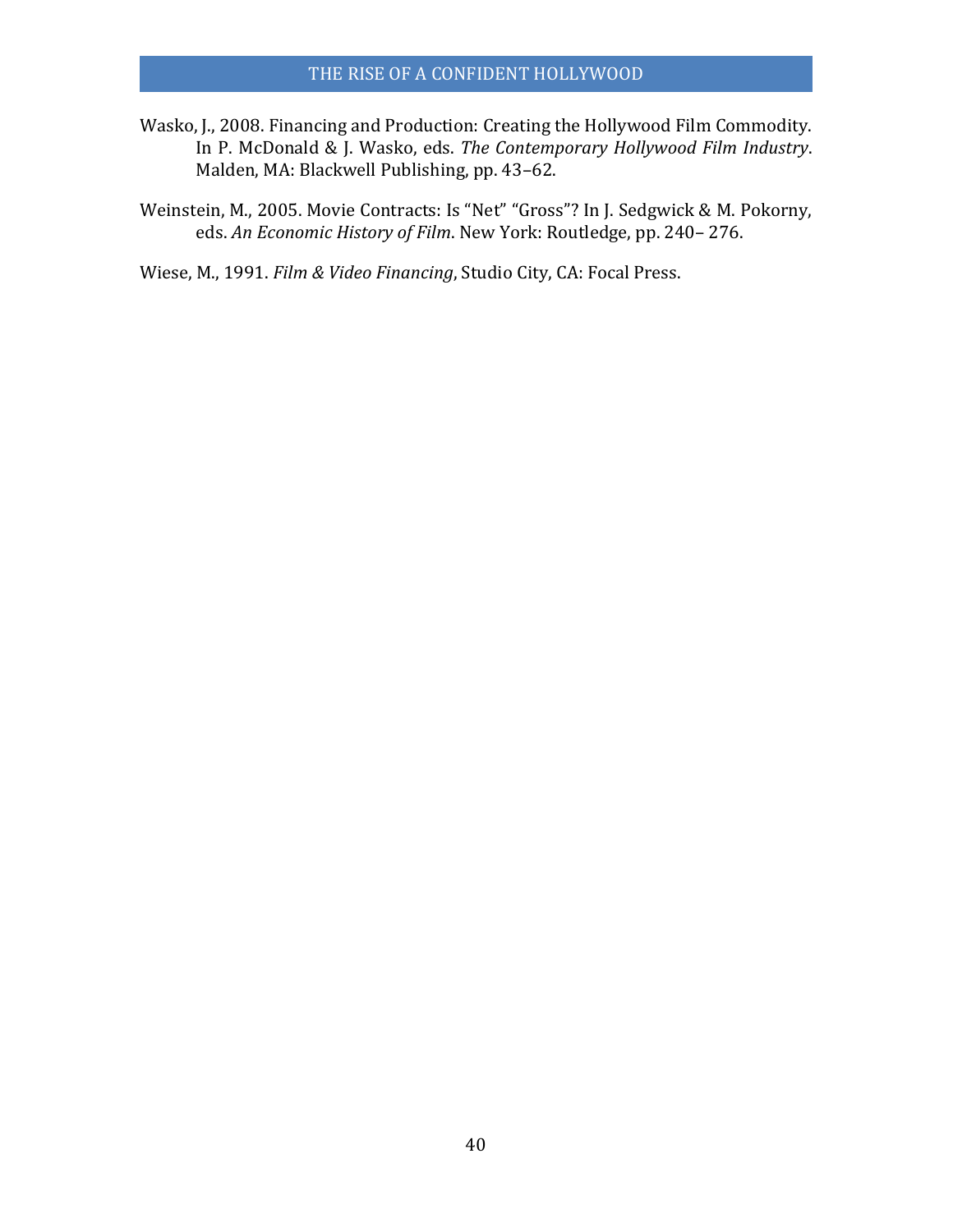Wasko, J., 2008. Financing and Production: Creating the Hollywood Film Commodity. In P. McDonald & J. Wasko, eds. *The Contemporary Hollywood Film Industry*. Malden, MA: Blackwell Publishing, pp. 43–62.

Weinstein, M., 2005. Movie Contracts: Is "Net" "Gross"? In J. Sedgwick & M. Pokorny, eds. *An Economic History of Film*. New York: Routledge, pp. 240– 276.

Wiese, M., 1991. *Film & Video Financing*, Studio City, CA: Focal Press.